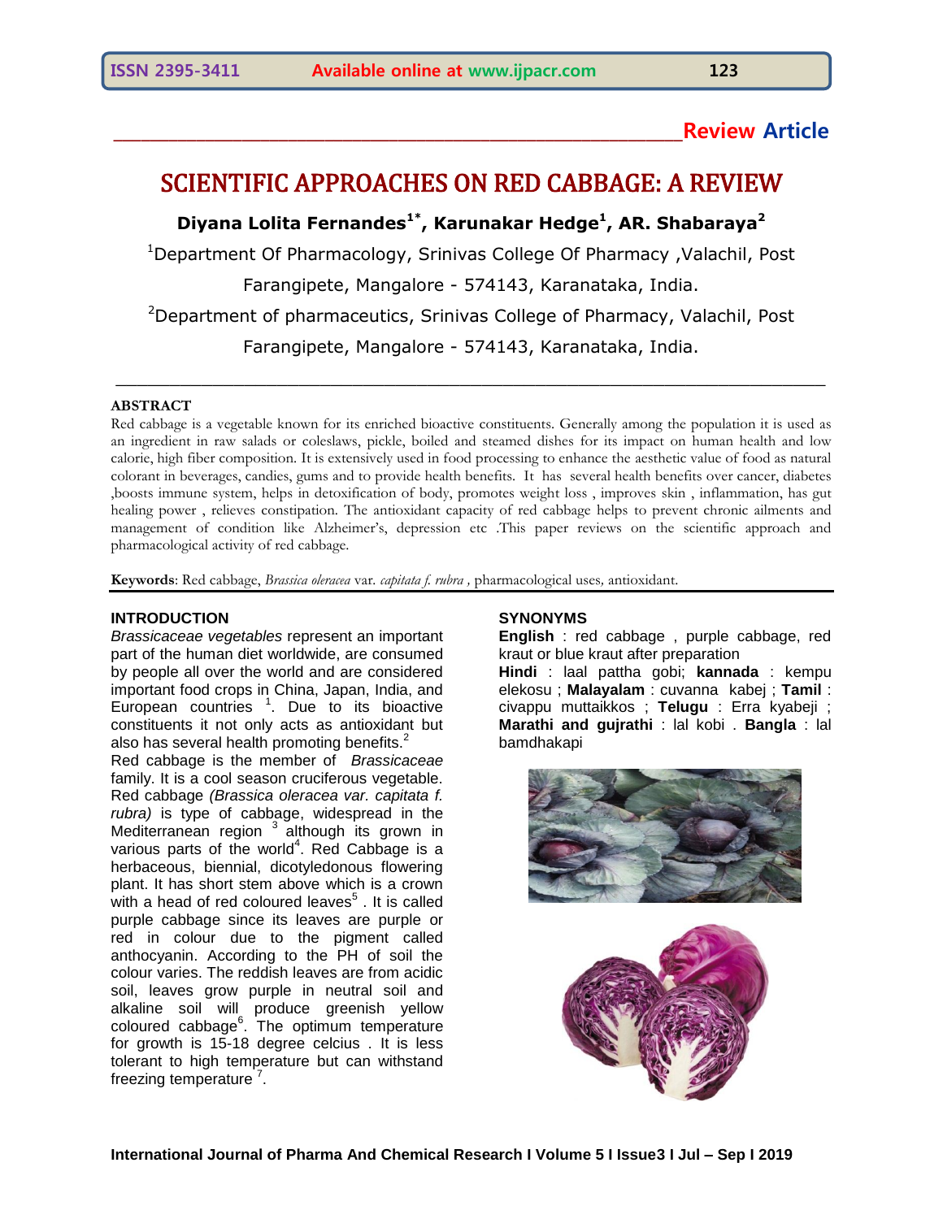**Review Article**

# SCIENTIFIC APPROACHES ON RED CABBAGE: A REVIEW

**Diyana Lolita Fernandes[1*], Karunakar Hedge[1], AR. Shabaraya[2]**

[1]Department Of Pharmacology, Srinivas College Of Pharmacy ,Valachil, Post Farangipete, Mangalore - 574143, Karanataka, India.

[2]Department of pharmaceutics, Srinivas College of Pharmacy, Valachil, Post Farangipete, Mangalore - 574143, Karanataka, India.

## ABSTRACT

Red cabbage is a vegetable known for its enriched bioactive constituents. Generally among the population it is used as an ingredient in raw salads or coleslaws, pickle, boiled and steamed dishes for its impact on human health and low calorie, high fiber composition. It is extensively used in food processing to enhance the aesthetic value of food as natural colorant in beverages, candies, gums and to provide health benefits. It has several health benefits over cancer, diabetes ,boosts immune system, helps in detoxification of body, promotes weight loss , improves skin , inflammation, has gut healing power , relieves constipation. The antioxidant capacity of red cabbage helps to prevent chronic ailments and management of condition like Alzheimer's, depression etc .This paper reviews on the scientific approach and pharmacological activity of red cabbage.

**Keywords**: Red cabbage, *Brassica oleracea* var. *capitata f. rubra* , pharmacological uses, antioxidant.

## INTRODUCTION

*Brassicaceae vegetables* represent an important part of the human diet worldwide, are consumed by people all over the world and are considered important food crops in China, Japan, India, and European countries [1]. Due to its bioactive constituents it not only acts as antioxidant but also has several health promoting benefits.[2]

Red cabbage is the member of *Brassicaceae* family. It is a cool season cruciferous vegetable. Red cabbage *(Brassica oleracea var. capitata f. rubra)* is type of cabbage, widespread in the Mediterranean region [3] although its grown in various parts of the world[4]. Red Cabbage is a herbaceous, biennial, dicotyledonous flowering plant. It has short stem above which is a crown with a head of red coloured leaves[5] . It is called purple cabbage since its leaves are purple or red in colour due to the pigment called anthocyanin. According to the PH of soil the colour varies. The reddish leaves are from acidic soil, leaves grow purple in neutral soil and alkaline soil will produce greenish yellow coloured cabbage[6]. The optimum temperature for growth is 15-18 degree celcius . It is less tolerant to high temperature but can withstand freezing temperature [7].

## SYNONYMS

**English** : red cabbage , purple cabbage, red kraut or blue kraut after preparation
**Hindi** : laal pattha gobi; **kannada** : kempu elekosu ; **Malayalam** : cuvanna kabej ; **Tamil** : civappu muttaikkos ; **Telugu** : Erra kyabeji ; **Marathi and gujrathi** : lal kobi . **Bangla** : lal bamdhakapi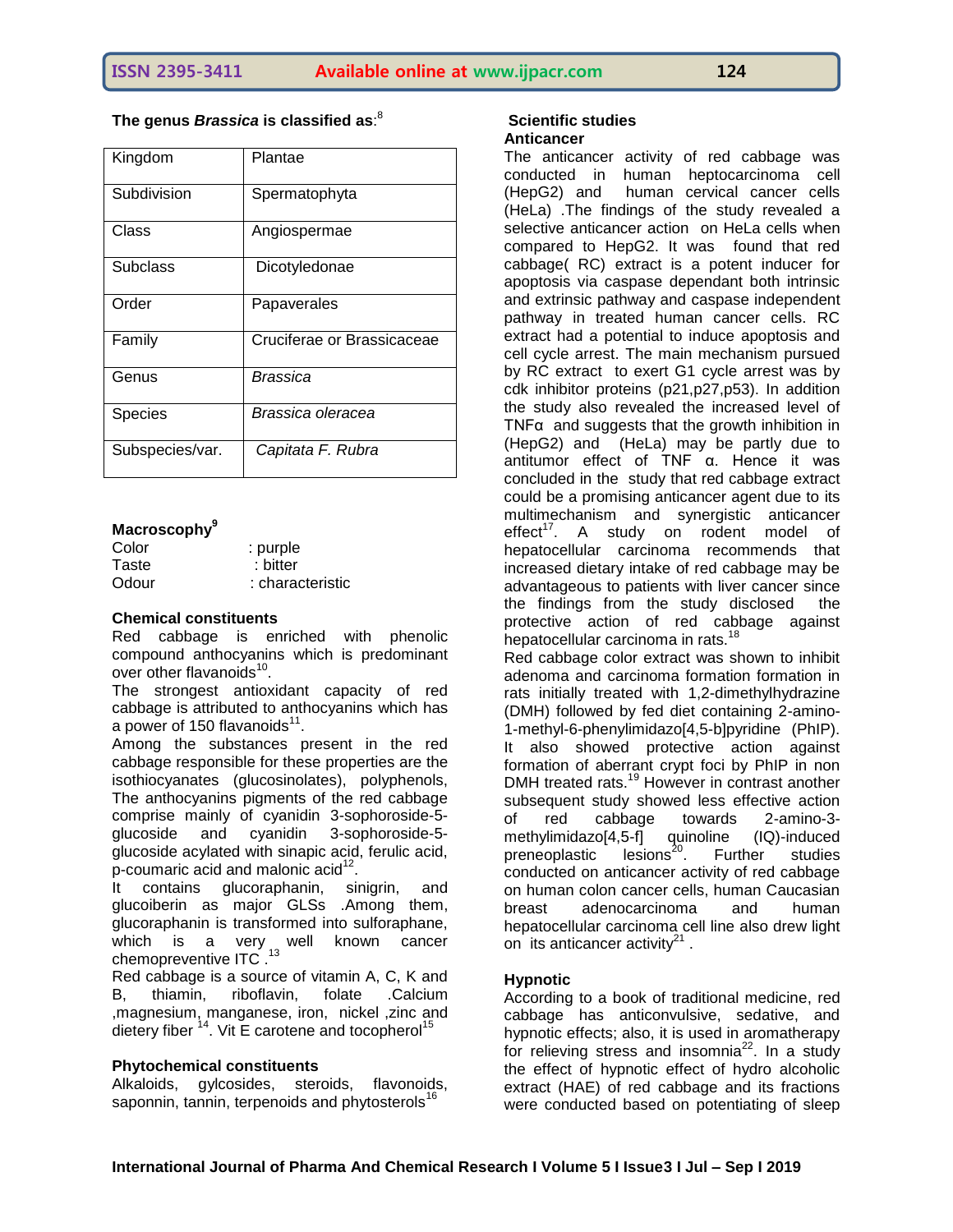**The genus *Brassica* is classified as**:[8]

| Kingdom | Plantae |
|---|---|
| Subdivision | Spermatophyta |
| Class | Angiospermae |
| Subclass | Dicotyledonae |
| Order | Papaverales |
| Family | Cruciferae or Brassicaceae |
| Genus | *Brassica* |
| Species | *Brassica oleracea* |
| Subspecies/var. | *Capitata F. Rubra* |

**Macroscophy**[9]

Color : purple
Taste : bitter
Odour : characteristic

**Chemical constituents**

Red cabbage is enriched with phenolic compound anthocyanins which is predominant over other flavanoids[10].

The strongest antioxidant capacity of red cabbage is attributed to anthocyanins which has a power of 150 flavanoids[11].

Among the substances present in the red cabbage responsible for these properties are the isothiocyanates (glucosinolates), polyphenols, The anthocyanins pigments of the red cabbage comprise mainly of cyanidin 3-sophoroside-5-glucoside and cyanidin 3-sophoroside-5-glucoside acylated with sinapic acid, ferulic acid, p-coumaric acid and malonic acid[12].

It contains glucoraphanin, sinigrin, and glucoiberin as major GLSs .Among them, glucoraphanin is transformed into sulforaphane, which is a very well known cancer chemopreventive ITC .[13]

Red cabbage is a source of vitamin A, C, K and B, thiamin, riboflavin, folate .Calcium ,magnesium, manganese, iron, nickel ,zinc and dietery fiber [14]. Vit E carotene and tocopherol[15]

**Phytochemical constituents**

Alkaloids, gylcosides, steroids, flavonoids, saponnin, tannin, terpenoids and phytosterols[16]

**Scientific studies**

**Anticancer**

The anticancer activity of red cabbage was conducted in human heptocarcinoma cell (HepG2) and human cervical cancer cells (HeLa) .The findings of the study revealed a selective anticancer action on HeLa cells when compared to HepG2. It was found that red cabbage( RC) extract is a potent inducer for apoptosis via caspase dependant both intrinsic and extrinsic pathway and caspase independent pathway in treated human cancer cells. RC extract had a potential to induce apoptosis and cell cycle arrest. The main mechanism pursued by RC extract to exert G1 cycle arrest was by cdk inhibitor proteins (p21,p27,p53). In addition the study also revealed the increased level of TNFα and suggests that the growth inhibition in (HepG2) and (HeLa) may be partly due to antitumor effect of TNF α. Hence it was concluded in the study that red cabbage extract could be a promising anticancer agent due to its multimechanism and synergistic anticancer effect[17]. A study on rodent model of hepatocellular carcinoma recommends that increased dietary intake of red cabbage may be advantageous to patients with liver cancer since the findings from the study disclosed the protective action of red cabbage against hepatocellular carcinoma in rats.[18]

Red cabbage color extract was shown to inhibit adenoma and carcinoma formation formation in rats initially treated with 1,2-dimethylhydrazine (DMH) followed by fed diet containing 2-amino-1-methyl-6-phenylimidazo[4,5-b]pyridine (PhIP). It also showed protective action against formation of aberrant crypt foci by PhIP in non DMH treated rats.[19] However in contrast another subsequent study showed less effective action of red cabbage towards 2-amino-3-methylimidazo[4,5-f] quinoline (IQ)-induced preneoplastic lesions[20]. Further studies conducted on anticancer activity of red cabbage on human colon cancer cells, human Caucasian breast adenocarcinoma and human hepatocellular carcinoma cell line also drew light on its anticancer activity[21] .

**Hypnotic**

According to a book of traditional medicine, red cabbage has anticonvulsive, sedative, and hypnotic effects; also, it is used in aromatherapy for relieving stress and insomnia[22]. In a study the effect of hypnotic effect of hydro alcoholic extract (HAE) of red cabbage and its fractions were conducted based on potentiating of sleep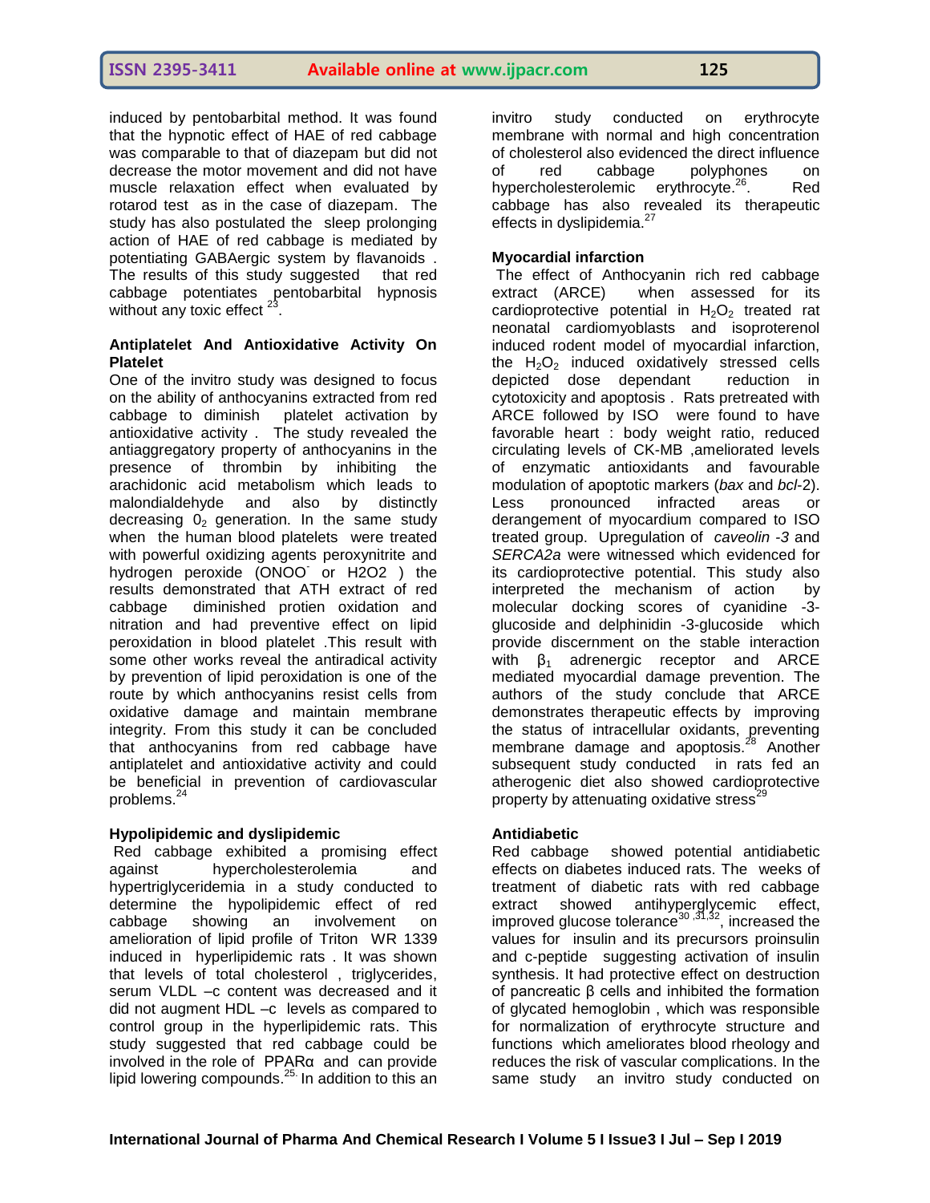induced by pentobarbital method. It was found that the hypnotic effect of HAE of red cabbage was comparable to that of diazepam but did not decrease the motor movement and did not have muscle relaxation effect when evaluated by rotarod test as in the case of diazepam. The study has also postulated the sleep prolonging action of HAE of red cabbage is mediated by potentiating GABAergic system by flavanoids . The results of this study suggested that red cabbage potentiates pentobarbital hypnosis without any toxic effect [23].

**Antiplatelet And Antioxidative Activity On Platelet**

One of the invitro study was designed to focus on the ability of anthocyanins extracted from red cabbage to diminish platelet activation by antioxidative activity . The study revealed the antiaggregatory property of anthocyanins in the presence of thrombin by inhibiting the arachidonic acid metabolism which leads to malondialdehyde and also by distinctly decreasing $0_2$ generation. In the same study when the human blood platelets were treated with powerful oxidizing agents peroxynitrite and hydrogen peroxide ($ONOO^-$ or H2O2 ) the results demonstrated that ATH extract of red cabbage diminished protien oxidation and nitration and had preventive effect on lipid peroxidation in blood platelet .This result with some other works reveal the antiradical activity by prevention of lipid peroxidation is one of the route by which anthocyanins resist cells from oxidative damage and maintain membrane integrity. From this study it can be concluded that anthocyanins from red cabbage have antiplatelet and antioxidative activity and could be beneficial in prevention of cardiovascular problems.[24]

**Hypolipidemic and dyslipidemic**

Red cabbage exhibited a promising effect against hypercholesterolemia and hypertriglyceridemia in a study conducted to determine the hypolipidemic effect of red cabbage showing an involvement on amelioration of lipid profile of Triton WR 1339 induced in hyperlipidemic rats . It was shown that levels of total cholesterol , triglycerides, serum VLDL –c content was decreased and it did not augment HDL –c levels as compared to control group in the hyperlipidemic rats. This study suggested that red cabbage could be involved in the role of PPARα and can provide lipid lowering compounds.[25.] In addition to this an invitro study conducted on erythrocyte membrane with normal and high concentration of cholesterol also evidenced the direct influence of red cabbage polyphones on hypercholesterolemic erythrocyte.[26]. Red cabbage has also revealed its therapeutic effects in dyslipidemia.[27]

**Myocardial infarction**

The effect of Anthocyanin rich red cabbage extract (ARCE) when assessed for its cardioprotective potential in $H_2O_2$ treated rat neonatal cardiomyoblasts and isoproterenol induced rodent model of myocardial infarction, the $H_2O_2$ induced oxidatively stressed cells depicted dose dependant reduction in cytotoxicity and apoptosis . Rats pretreated with ARCE followed by ISO were found to have favorable heart : body weight ratio, reduced circulating levels of CK-MB ,ameliorated levels of enzymatic antioxidants and favourable modulation of apoptotic markers (*bax* and *bcl*-2). Less pronounced infracted areas or derangement of myocardium compared to ISO treated group. Upregulation of *caveolin -3* and *SERCA2a* were witnessed which evidenced for its cardioprotective potential. This study also interpreted the mechanism of action by molecular docking scores of cyanidine -3-glucoside and delphinidin -3-glucoside which provide discernment on the stable interaction with $\beta_1$ adrenergic receptor and ARCE mediated myocardial damage prevention. The authors of the study conclude that ARCE demonstrates therapeutic effects by improving the status of intracellular oxidants, preventing membrane damage and apoptosis.[28] Another subsequent study conducted in rats fed an atherogenic diet also showed cardioprotective property by attenuating oxidative stress[29]

**Antidiabetic**

Red cabbage showed potential antidiabetic effects on diabetes induced rats. The weeks of treatment of diabetic rats with red cabbage extract showed antihyperglycemic effect, improved glucose tolerance[30,31,32], increased the values for insulin and its precursors proinsulin and c-peptide suggesting activation of insulin synthesis. It had protective effect on destruction of pancreatic β cells and inhibited the formation of glycated hemoglobin , which was responsible for normalization of erythrocyte structure and functions which ameliorates blood rheology and reduces the risk of vascular complications. In the same study an invitro study conducted on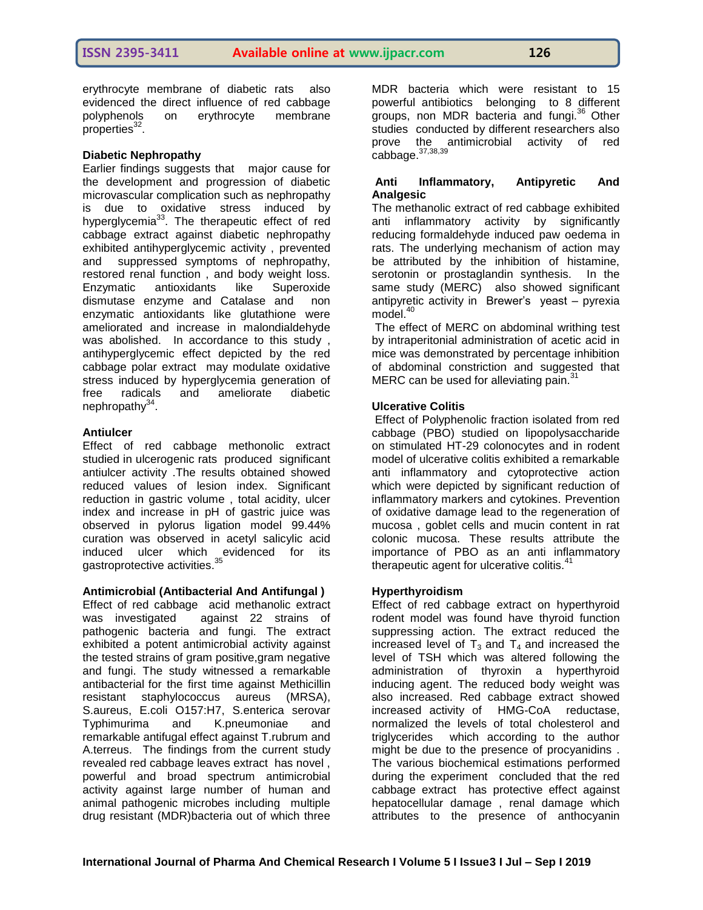erythrocyte membrane of diabetic rats also evidenced the direct influence of red cabbage polyphenols on erythrocyte membrane properties[32].

**Diabetic Nephropathy**

Earlier findings suggests that major cause for the development and progression of diabetic microvascular complication such as nephropathy is due to oxidative stress induced by hyperglycemia[33]. The therapeutic effect of red cabbage extract against diabetic nephropathy exhibited antihyperglycemic activity , prevented and suppressed symptoms of nephropathy, restored renal function , and body weight loss. Enzymatic antioxidants like Superoxide dismutase enzyme and Catalase and non enzymatic antioxidants like glutathione were ameliorated and increase in malondialdehyde was abolished. In accordance to this study , antihyperglycemic effect depicted by the red cabbage polar extract may modulate oxidative stress induced by hyperglycemia generation of free radicals and ameliorate diabetic nephropathy[34].

**Antiulcer**

Effect of red cabbage methonolic extract studied in ulcerogenic rats produced significant antiulcer activity .The results obtained showed reduced values of lesion index. Significant reduction in gastric volume , total acidity, ulcer index and increase in pH of gastric juice was observed in pylorus ligation model 99.44% curation was observed in acetyl salicylic acid induced ulcer which evidenced for its gastroprotective activities.[35]

**Antimicrobial (Antibacterial And Antifungal )**

Effect of red cabbage acid methanolic extract was investigated against 22 strains of pathogenic bacteria and fungi. The extract exhibited a potent antimicrobial activity against the tested strains of gram positive,gram negative and fungi. The study witnessed a remarkable antibacterial for the first time against Methicillin resistant staphylococcus aureus (MRSA), S.aureus, E.coli O157:H7, S.enterica serovar Typhimurima and K.pneumoniae and remarkable antifugal effect against T.rubrum and A.terreus. The findings from the current study revealed red cabbage leaves extract has novel , powerful and broad spectrum antimicrobial activity against large number of human and animal pathogenic microbes including multiple drug resistant (MDR)bacteria out of which three MDR bacteria which were resistant to 15 powerful antibiotics belonging to 8 different groups, non MDR bacteria and fungi.[36] Other studies conducted by different researchers also prove the antimicrobial activity of red cabbage.[37,38,39]

**Anti Inflammatory, Antipyretic And Analgesic**

The methanolic extract of red cabbage exhibited anti inflammatory activity by significantly reducing formaldehyde induced paw oedema in rats. The underlying mechanism of action may be attributed by the inhibition of histamine, serotonin or prostaglandin synthesis. In the same study (MERC) also showed significant antipyretic activity in Brewer's yeast – pyrexia model.[40]

The effect of MERC on abdominal writhing test by intraperitonial administration of acetic acid in mice was demonstrated by percentage inhibition of abdominal constriction and suggested that MERC can be used for alleviating pain.[31]

**Ulcerative Colitis**

Effect of Polyphenolic fraction isolated from red cabbage (PBO) studied on lipopolysaccharide on stimulated HT-29 colonocytes and in rodent model of ulcerative colitis exhibited a remarkable anti inflammatory and cytoprotective action which were depicted by significant reduction of inflammatory markers and cytokines. Prevention of oxidative damage lead to the regeneration of mucosa , goblet cells and mucin content in rat colonic mucosa. These results attribute the importance of PBO as an anti inflammatory therapeutic agent for ulcerative colitis.[41]

**Hyperthyroidism**

Effect of red cabbage extract on hyperthyroid rodent model was found have thyroid function suppressing action. The extract reduced the increased level of $T_3$ and $T_4$ and increased the level of TSH which was altered following the administration of thyroxin a hyperthyroid inducing agent. The reduced body weight was also increased. Red cabbage extract showed increased activity of HMG-CoA reductase, normalized the levels of total cholesterol and triglycerides which according to the author might be due to the presence of procyanidins . The various biochemical estimations performed during the experiment concluded that the red cabbage extract has protective effect against hepatocellular damage , renal damage which attributes to the presence of anthocyanin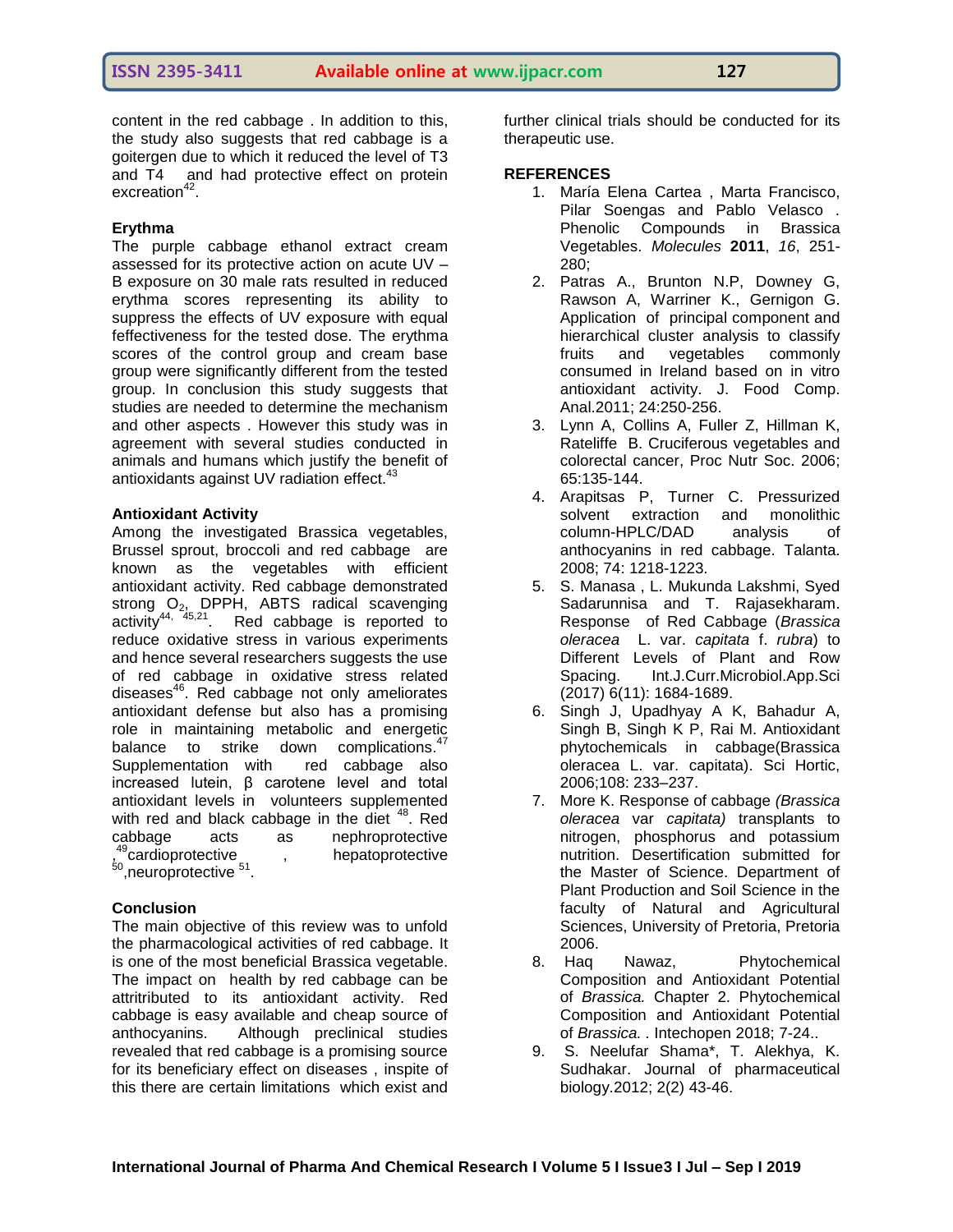content in the red cabbage . In addition to this, the study also suggests that red cabbage is a goitergen due to which it reduced the level of T3 and T4 and had protective effect on protein excreation[42].

**Erythma**

The purple cabbage ethanol extract cream assessed for its protective action on acute UV – B exposure on 30 male rats resulted in reduced erythma scores representing its ability to suppress the effects of UV exposure with equal feffectiveness for the tested dose. The erythma scores of the control group and cream base group were significantly different from the tested group. In conclusion this study suggests that studies are needed to determine the mechanism and other aspects . However this study was in agreement with several studies conducted in animals and humans which justify the benefit of antioxidants against UV radiation effect.[43]

**Antioxidant Activity**

Among the investigated Brassica vegetables, Brussel sprout, broccoli and red cabbage are known as the vegetables with efficient antioxidant activity. Red cabbage demonstrated strong $O_2$, DPPH, ABTS radical scavenging activity[44, 45,21]. Red cabbage is reported to reduce oxidative stress in various experiments and hence several researchers suggests the use of red cabbage in oxidative stress related diseases[46]. Red cabbage not only ameliorates antioxidant defense but also has a promising role in maintaining metabolic and energetic balance to strike down complications.[47] Supplementation with red cabbage also increased lutein, β carotene level and total antioxidant levels in volunteers supplemented with red and black cabbage in the diet [48]. Red cabbage acts as nephroprotective ,[49]cardioprotective , hepatoprotective [50],neuroprotective [51].

**Conclusion**

The main objective of this review was to unfold the pharmacological activities of red cabbage. It is one of the most beneficial Brassica vegetable. The impact on health by red cabbage can be attritributed to its antioxidant activity. Red cabbage is easy available and cheap source of anthocyanins. Although preclinical studies revealed that red cabbage is a promising source for its beneficiary effect on diseases , inspite of this there are certain limitations which exist and further clinical trials should be conducted for its therapeutic use.

**REFERENCES**

1. María Elena Cartea , Marta Francisco, Pilar Soengas and Pablo Velasco . Phenolic Compounds in Brassica Vegetables. *Molecules* **2011**, *16*, 251-280;
2. Patras A., Brunton N.P, Downey G, Rawson A, Warriner K., Gernigon G. Application of principal component and hierarchical cluster analysis to classify fruits and vegetables commonly consumed in Ireland based on in vitro antioxidant activity. J. Food Comp. Anal.2011; 24:250-256.
3. Lynn A, Collins A, Fuller Z, Hillman K, Rateliffe B. Cruciferous vegetables and colorectal cancer, Proc Nutr Soc. 2006; 65:135-144.
4. Arapitsas P, Turner C. Pressurized solvent extraction and monolithic column-HPLC/DAD analysis of anthocyanins in red cabbage. Talanta. 2008; 74: 1218-1223.
5. S. Manasa , L. Mukunda Lakshmi, Syed Sadarunnisa and T. Rajasekharam. Response of Red Cabbage (*Brassica oleracea* L. var. *capitata* f. *rubra*) to Different Levels of Plant and Row Spacing. Int.J.Curr.Microbiol.App.Sci (2017) 6(11): 1684-1689.
6. Singh J, Upadhyay A K, Bahadur A, Singh B, Singh K P, Rai M. Antioxidant phytochemicals in cabbage(Brassica oleracea L. var. capitata). Sci Hortic, 2006;108: 233–237.
7. More K. Response of cabbage *(Brassica oleracea* var *capitata)* transplants to nitrogen, phosphorus and potassium nutrition. Desertification submitted for the Master of Science. Department of Plant Production and Soil Science in the faculty of Natural and Agricultural Sciences, University of Pretoria, Pretoria 2006.
8. Haq Nawaz, Phytochemical Composition and Antioxidant Potential of *Brassica.* Chapter 2. Phytochemical Composition and Antioxidant Potential of *Brassica.* . Intechopen 2018; 7-24..
9. S. Neelufar Shama*, T. Alekhya, K. Sudhakar. Journal of pharmaceutical biology.2012; 2(2) 43-46.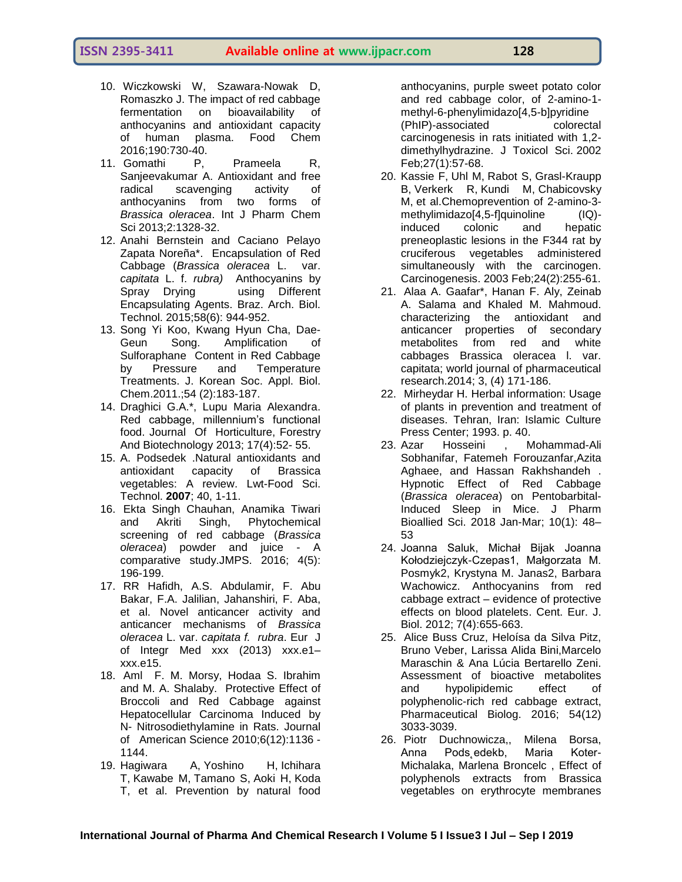10. Wiczkowski W, Szawara-Nowak D, Romaszko J. The impact of red cabbage fermentation on bioavailability of anthocyanins and antioxidant capacity of human plasma. Food Chem 2016;190:730-40.
11. Gomathi P, Prameela R, Sanjeevakumar A. Antioxidant and free radical scavenging activity of anthocyanins from two forms of *Brassica oleracea*. Int J Pharm Chem Sci 2013;2:1328-32.
12. Anahi Bernstein and Caciano Pelayo Zapata Noreña*. Encapsulation of Red Cabbage (*Brassica oleracea* L. var. *capitata* L. f. *rubra)* Anthocyanins by Spray Drying using Different Encapsulating Agents. Braz. Arch. Biol. Technol. 2015;58(6): 944-952.
13. Song Yi Koo, Kwang Hyun Cha, Dae-Geun Song. Amplification of Sulforaphane Content in Red Cabbage by Pressure and Temperature Treatments. J. Korean Soc. Appl. Biol. Chem.2011.;54 (2):183-187.
14. Draghici G.A.*, Lupu Maria Alexandra. Red cabbage, millennium's functional food. Journal Of Horticulture, Forestry And Biotechnology 2013; 17(4):52- 55.
15. A. Podsedek .Natural antioxidants and antioxidant capacity of Brassica vegetables: A review. Lwt-Food Sci. Technol. **2007**; 40, 1-11.
16. Ekta Singh Chauhan, Anamika Tiwari and Akriti Singh, Phytochemical screening of red cabbage (*Brassica oleracea*) powder and juice - A comparative study.JMPS. 2016; 4(5): 196-199.
17. RR Hafidh, A.S. Abdulamir, F. Abu Bakar, F.A. Jalilian, Jahanshiri, F. Aba, et al. Novel anticancer activity and anticancer mechanisms of *Brassica oleracea* L. var. *capitata f. rubra*. Eur J of Integr Med xxx (2013) xxx.e1–xxx.e15.
18. Aml F. M. Morsy, Hodaa S. Ibrahim and M. A. Shalaby. Protective Effect of Broccoli and Red Cabbage against Hepatocellular Carcinoma Induced by N- Nitrosodiethylamine in Rats. Journal of American Science 2010;6(12):1136 - 1144.
19. Hagiwara A, Yoshino H, Ichihara T, Kawabe M, Tamano S, Aoki H, Koda T, et al. Prevention by natural food anthocyanins, purple sweet potato color and red cabbage color, of 2-amino-1-methyl-6-phenylimidazo[4,5-b]pyridine (PhIP)-associated colorectal carcinogenesis in rats initiated with 1,2-dimethylhydrazine. J Toxicol Sci. 2002 Feb;27(1):57-68.
20. Kassie F, Uhl M, Rabot S, Grasl-Kraupp B, Verkerk R, Kundi M, Chabicovsky M, et al.Chemoprevention of 2-amino-3-methylimidazo[4,5-f]quinoline (IQ)-induced colonic and hepatic preneoplastic lesions in the F344 rat by cruciferous vegetables administered simultaneously with the carcinogen. Carcinogenesis. 2003 Feb;24(2):255-61.
21. Alaa A. Gaafar*, Hanan F. Aly, Zeinab A. Salama and Khaled M. Mahmoud. characterizing the antioxidant and anticancer properties of secondary metabolites from red and white cabbages Brassica oleracea l. var. capitata; world journal of pharmaceutical research.2014; 3, (4) 171-186.
22. Mirheydar H. Herbal information: Usage of plants in prevention and treatment of diseases. Tehran, Iran: Islamic Culture Press Center; 1993. p. 40.
23. Azar Hosseini , Mohammad-Ali Sobhanifar, Fatemeh Forouzanfar,Azita Aghaee, and Hassan Rakhshandeh . Hypnotic Effect of Red Cabbage (*Brassica oleracea*) on Pentobarbital-Induced Sleep in Mice. J Pharm Bioallied Sci. 2018 Jan-Mar; 10(1): 48–53
24. Joanna Saluk, Michał Bijak Joanna Kołodziejczyk-Czepas1, Małgorzata M. Posmyk2, Krystyna M. Janas2, Barbara Wachowicz. Anthocyanins from red cabbage extract – evidence of protective effects on blood platelets. Cent. Eur. J. Biol. 2012; 7(4):655-663.
25. Alice Buss Cruz, Heloísa da Silva Pitz, Bruno Veber, Larissa Alida Bini,Marcelo Maraschin & Ana Lúcia Bertarello Zeni. Assessment of bioactive metabolites and hypolipidemic effect of polyphenolic-rich red cabbage extract, Pharmaceutical Biolog. 2016; 54(12) 3033-3039.
26. Piotr Duchnowicza,, Milena Borsa, Anna Pods˛edekb, Maria Koter-Michalaka, Marlena Broncelc , Effect of polyphenols extracts from Brassica vegetables on erythrocyte membranes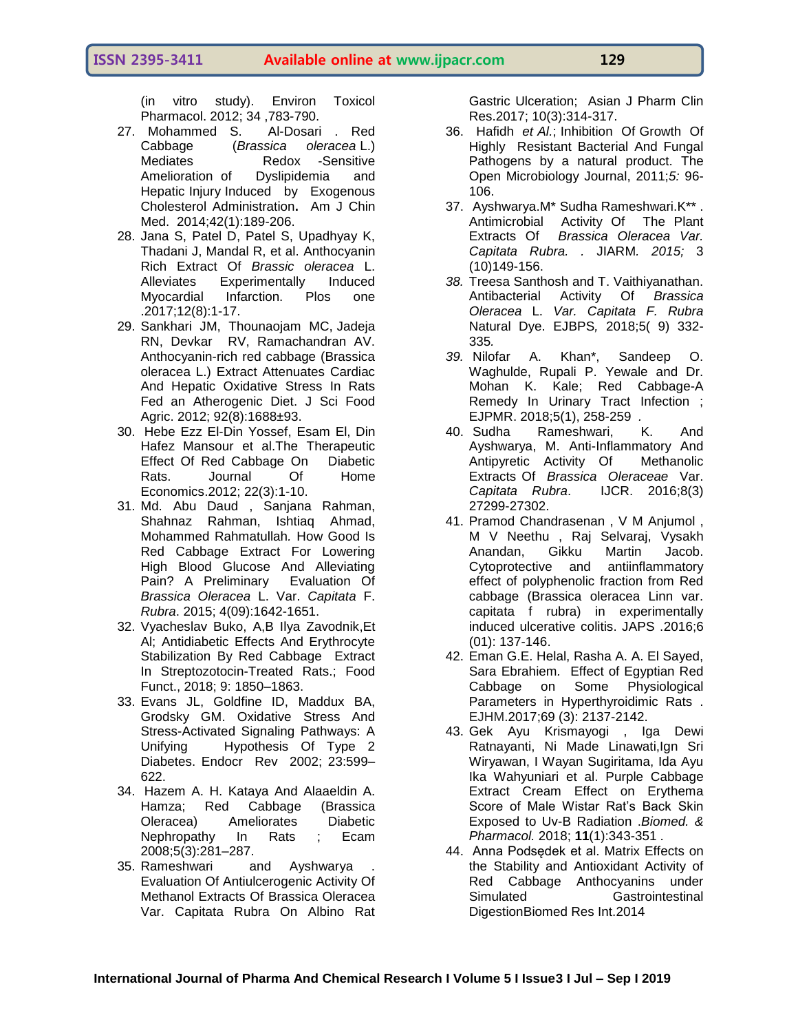(in vitro study). Environ Toxicol Pharmacol. 2012; 34 ,783-790.

27. Mohammed S. Al-Dosari . Red Cabbage (*Brassica oleracea* L.) Mediates Redox -Sensitive Amelioration of Dyslipidemia and Hepatic Injury Induced by Exogenous Cholesterol Administration**.** Am J Chin Med. 2014;42(1):189-206.
28. Jana S, Patel D, Patel S, Upadhyay K, Thadani J, Mandal R, et al. Anthocyanin Rich Extract Of *Brassic oleracea* L. Alleviates Experimentally Induced Myocardial Infarction. Plos one .2017;12(8):1-17.
29. Sankhari JM, Thounaojam MC, Jadeja RN, Devkar RV, Ramachandran AV. Anthocyanin-rich red cabbage (Brassica oleracea L.) Extract Attenuates Cardiac And Hepatic Oxidative Stress In Rats Fed an Atherogenic Diet. J Sci Food Agric. 2012; 92(8):1688±93.
30. Hebe Ezz El-Din Yossef, Esam El, Din Hafez Mansour et al.The Therapeutic Effect Of Red Cabbage On Diabetic Rats. Journal Of Home Economics.2012; 22(3):1-10.
31. Md. Abu Daud , Sanjana Rahman, Shahnaz Rahman, Ishtiaq Ahmad, Mohammed Rahmatullah. How Good Is Red Cabbage Extract For Lowering High Blood Glucose And Alleviating Pain? A Preliminary Evaluation Of *Brassica Oleracea* L. Var. *Capitata* F. *Rubra*. 2015; 4(09):1642-1651.
32. Vyacheslav Buko, A,B Ilya Zavodnik,Et Al; Antidiabetic Effects And Erythrocyte Stabilization By Red Cabbage Extract In Streptozotocin-Treated Rats.; Food Funct., 2018; 9: 1850–1863.
33. Evans JL, Goldfine ID, Maddux BA, Grodsky GM. Oxidative Stress And Stress-Activated Signaling Pathways: A Unifying Hypothesis Of Type 2 Diabetes. Endocr Rev 2002; 23:599–622.
34. Hazem A. H. Kataya And Alaaeldin A. Hamza; Red Cabbage (Brassica Oleracea) Ameliorates Diabetic Nephropathy In Rats ; Ecam 2008;5(3):281–287.
35. Rameshwari and Ayshwarya . Evaluation Of Antiulcerogenic Activity Of Methanol Extracts Of Brassica Oleracea Var. Capitata Rubra On Albino Rat Gastric Ulceration; Asian J Pharm Clin Res.2017; 10(3):314-317.
36. Hafidh *et Al.*; Inhibition Of Growth Of Highly Resistant Bacterial And Fungal Pathogens by a natural product. The Open Microbiology Journal, 2011;*5:* 96-106.
37. Ayshwarya.M* Sudha Rameshwari.K** . Antimicrobial Activity Of The Plant Extracts Of *Brassica Oleracea Var. Capitata Rubra. .* JIARM. *2015;* 3 (10)149-156.
38. Treesa Santhosh and T. Vaithiyanathan. Antibacterial Activity Of *Brassica Oleracea* L. *Var. Capitata F. Rubra* Natural Dye. EJBPS*,* 2018;5( 9) 332-335*.*
39. Nilofar A. Khan*, Sandeep O. Waghulde, Rupali P. Yewale and Dr. Mohan K. Kale; Red Cabbage-A Remedy In Urinary Tract Infection ; EJPMR. 2018;5(1), 258-259 .
40. Sudha Rameshwari, K. And Ayshwarya, M. Anti-Inflammatory And Antipyretic Activity Of Methanolic Extracts Of *Brassica Oleraceae* Var. *Capitata Rubra*. IJCR. 2016;8(3) 27299-27302.
41. Pramod Chandrasenan , V M Anjumol , M V Neethu , Raj Selvaraj, Vysakh Anandan, Gikku Martin Jacob. Cytoprotective and antiinflammatory effect of polyphenolic fraction from Red cabbage (Brassica oleracea Linn var. capitata f rubra) in experimentally induced ulcerative colitis. JAPS .2016;6 (01): 137-146.
42. Eman G.E. Helal, Rasha A. A. El Sayed, Sara Ebrahiem. Effect of Egyptian Red Cabbage on Some Physiological Parameters in Hyperthyroidimic Rats . EJHM.2017;69 (3): 2137-2142.
43. Gek Ayu Krismayogi , Iga Dewi Ratnayanti, Ni Made Linawati,Ign Sri Wiryawan, I Wayan Sugiritama, Ida Ayu Ika Wahyuniari et al. Purple Cabbage Extract Cream Effect on Erythema Score of Male Wistar Rat's Back Skin Exposed to Uv-B Radiation .*Biomed. & Pharmacol.* 2018; **11**(1):343-351 .
44. Anna Podsędek et al. Matrix Effects on the Stability and Antioxidant Activity of Red Cabbage Anthocyanins under Simulated Gastrointestinal DigestionBiomed Res Int.2014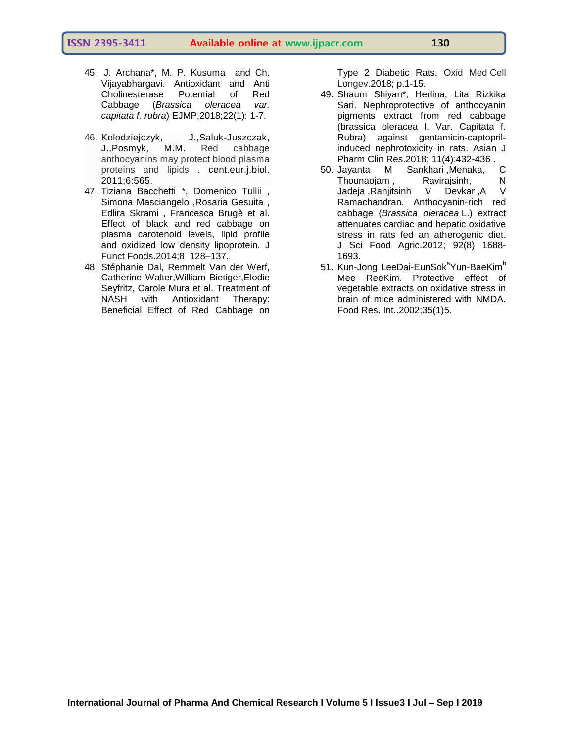45. J. Archana*, M. P. Kusuma and Ch. Vijayabhargavi. Antioxidant and Anti Cholinesterase Potential of Red Cabbage (*Brassica oleracea var. capitata f. rubra*) EJMP,2018;22(1): 1-7.

46. Kolodziejczyk, J.,Saluk-Juszczak, J.,Posmyk, M.M. Red cabbage anthocyanins may protect blood plasma proteins and lipids . cent.eur.j.biol. 2011;6:565.

47. Tiziana Bacchetti *, Domenico Tullii , Simona Masciangelo ,Rosaria Gesuita , Edlira Skrami , Francesca Brugè et al. Effect of black and red cabbage on plasma carotenoid levels, lipid profile and oxidized low density lipoprotein. J Funct Foods.2014;8 128–137.

48. Stéphanie Dal, Remmelt Van der Werf, Catherine Walter,William Bietiger,Elodie Seyfritz, Carole Mura et al. Treatment of NASH with Antioxidant Therapy: Beneficial Effect of Red Cabbage on Type 2 Diabetic Rats. Oxid Med Cell Longev.2018; p.1-15.

49. Shaum Shiyan*, Herlina, Lita Rizkika Sari. Nephroprotective of anthocyanin pigments extract from red cabbage (brassica oleracea l. Var. Capitata f. Rubra) against gentamicin-captopril-induced nephrotoxicity in rats. Asian J Pharm Clin Res.2018; 11(4):432-436 .

50. Jayanta M Sankhari ,Menaka, C Thounaojam , Ravirajsinh, N Jadeja ,Ranjitsinh V Devkar ,A V Ramachandran. Anthocyanin-rich red cabbage (*Brassica oleracea* L.) extract attenuates cardiac and hepatic oxidative stress in rats fed an atherogenic diet. J Sci Food Agric.2012; 92(8) 1688-1693.

51. Kun-Jong LeeDai-EunSok[a]Yun-BaeKim[b] Mee ReeKim. Protective effect of vegetable extracts on oxidative stress in brain of mice administered with NMDA. Food Res. Int..2002;35(1)5.